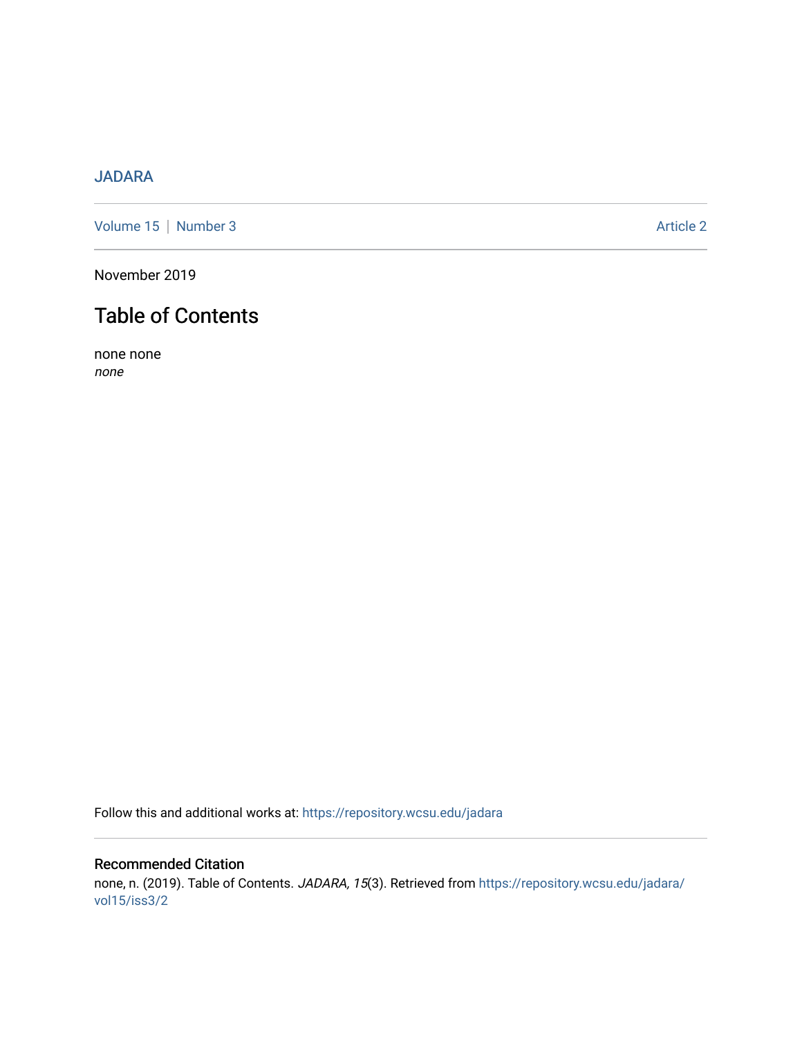JADARA

Volume 15 | Number 3 Article 2

November 2019

# Table of Contents

none none
*none*

Follow this and additional works at: https://repository.wcsu.edu/jadara

## Recommended Citation

none, n. (2019). Table of Contents. *JADARA, 15*(3). Retrieved from https://repository.wcsu.edu/jadara/vol15/iss3/2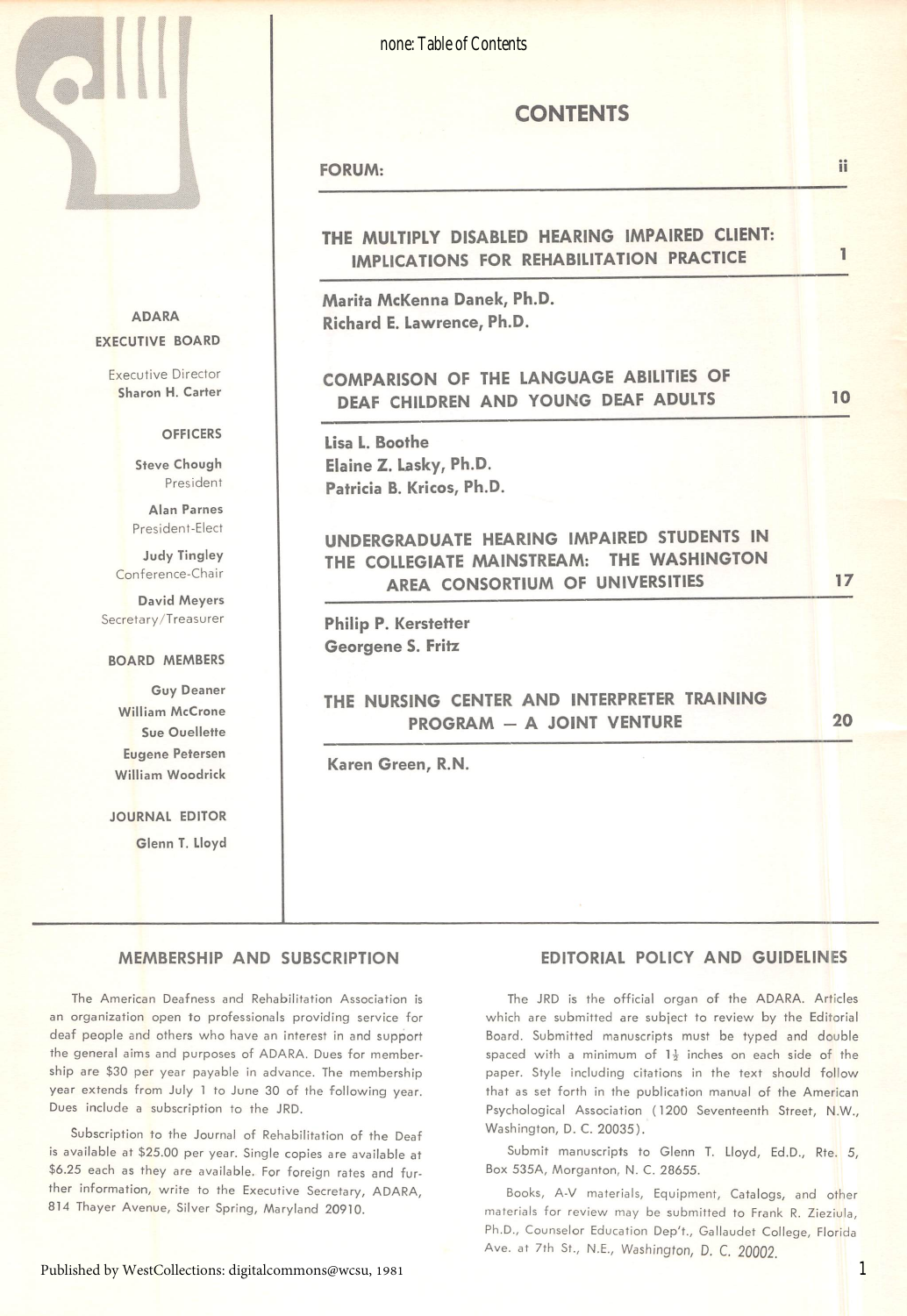# CONTENTS

FORUM: ii

**THE MULTIPLY DISABLED HEARING IMPAIRED CLIENT: IMPLICATIONS FOR REHABILITATION PRACTICE** 1

Marita McKenna Danek, Ph.D.
Richard E. Lawrence, Ph.D.

**COMPARISON OF THE LANGUAGE ABILITIES OF DEAF CHILDREN AND YOUNG DEAF ADULTS** 10

Lisa L. Boothe
Elaine Z. Lasky, Ph.D.
Patricia B. Kricos, Ph.D.

**UNDERGRADUATE HEARING IMPAIRED STUDENTS IN THE COLLEGIATE MAINSTREAM: THE WASHINGTON AREA CONSORTIUM OF UNIVERSITIES** 17

Philip P. Kerstetter
Georgene S. Fritz

**THE NURSING CENTER AND INTERPRETER TRAINING PROGRAM — A JOINT VENTURE** 20

Karen Green, R.N.

## ADARA EXECUTIVE BOARD

Executive Director
**Sharon H. Carter**

### OFFICERS

**Steve Chough**
President

**Alan Parnes**
President-Elect

**Judy Tingley**
Conference-Chair

**David Meyers**
Secretary/Treasurer

### BOARD MEMBERS

**Guy Deaner**
**William McCrone**
**Sue Ouellette**
**Eugene Petersen**
**William Woodrick**

### JOURNAL EDITOR

**Glenn T. Lloyd**

## MEMBERSHIP AND SUBSCRIPTION

The American Deafness and Rehabilitation Association is an organization open to professionals providing service for deaf people and others who have an interest in and support the general aims and purposes of ADARA. Dues for membership are $30 per year payable in advance. The membership year extends from July 1 to June 30 of the following year. Dues include a subscription to the JRD.

Subscription to the Journal of Rehabilitation of the Deaf is available at $25.00 per year. Single copies are available at $6.25 each as they are available. For foreign rates and further information, write to the Executive Secretary, ADARA, 814 Thayer Avenue, Silver Spring, Maryland 20910.

## EDITORIAL POLICY AND GUIDELINES

The JRD is the official organ of the ADARA. Articles which are submitted are subject to review by the Editorial Board. Submitted manuscripts must be typed and double spaced with a minimum of 1½ inches on each side of the paper. Style including citations in the text should follow that as set forth in the publication manual of the American Psychological Association (1200 Seventeenth Street, N.W., Washington, D. C. 20035).

Submit manuscripts to Glenn T. Lloyd, Ed.D., Rte. 5, Box 535A, Morganton, N. C. 28655.

Books, A-V materials, Equipment, Catalogs, and other materials for review may be submitted to Frank R. Zieziula, Ph.D., Counselor Education Dep't., Gallaudet College, Florida Ave. at 7th St., N.E., Washington, D. C. 20002.